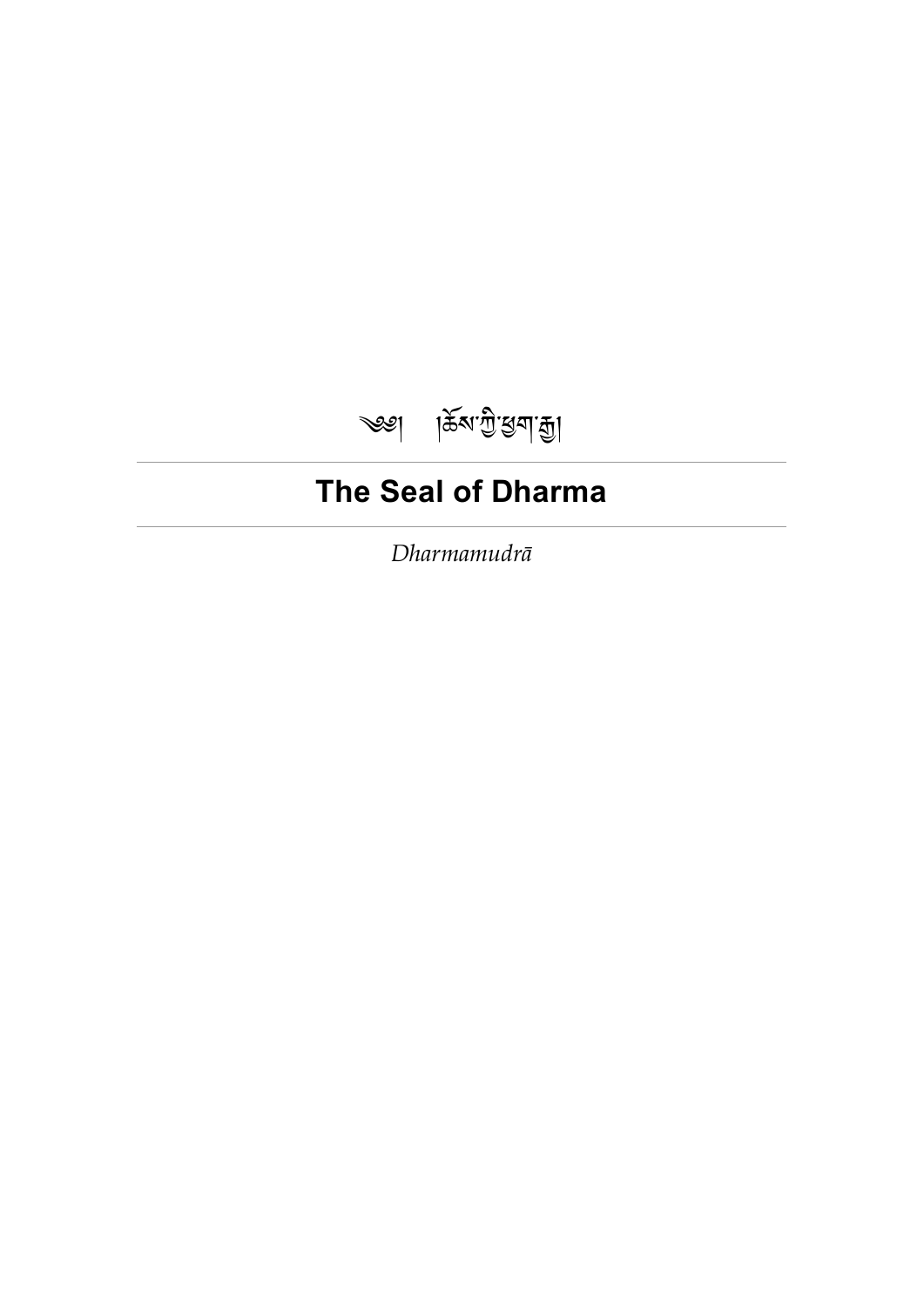༄། །ཆོས་ཀྱི་ཕྱག་རྒྱ།

# The Seal of Dharma

*Dharmamudrā*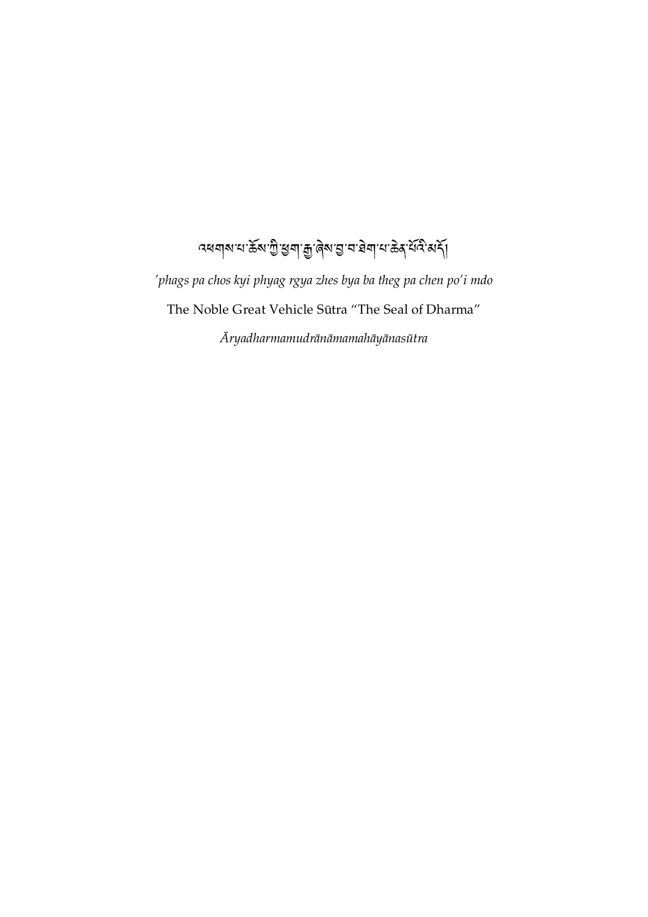འཕགས་པ་ཆོས་ཀྱི་ཕྱག་རྒྱ་ཞེས་བྱ་བ་ཐེག་པ་ཆེན་པོའི་མདོ།

*'phags pa chos kyi phyag rgya zhes bya ba theg pa chen po'i mdo*

The Noble Great Vehicle Sūtra "The Seal of Dharma"

*Āryadharmamudrānāmamahāyānasūtra*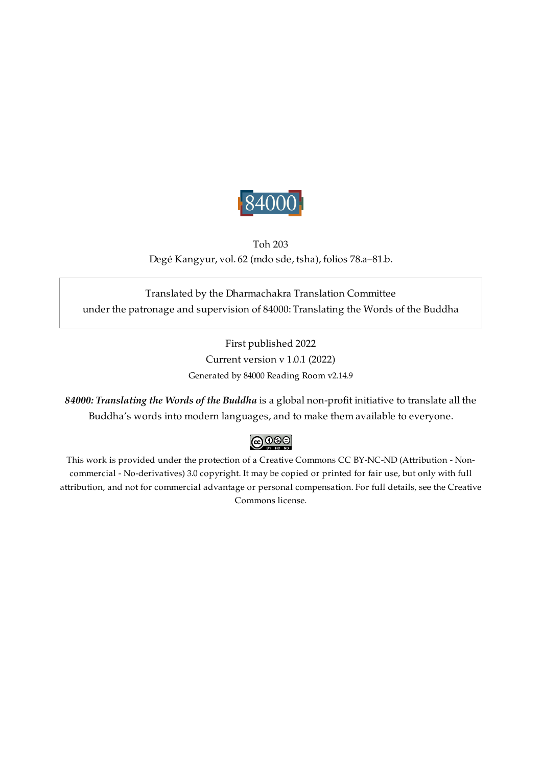84000

Toh 203

Degé Kangyur, vol. 62 (mdo sde, tsha), folios 78.a–81.b.

Translated by the Dharmachakra Translation Committee
under the patronage and supervision of 84000: Translating the Words of the Buddha

First published 2022

Current version v 1.0.1 (2022)

Generated by 84000 Reading Room v2.14.9

***84000: Translating the Words of the Buddha*** is a global non-profit initiative to translate all the Buddha's words into modern languages, and to make them available to everyone.

This work is provided under the protection of a Creative Commons CC BY-NC-ND (Attribution - Non-commercial - No-derivatives) 3.0 copyright. It may be copied or printed for fair use, but only with full attribution, and not for commercial advantage or personal compensation. For full details, see the Creative Commons license.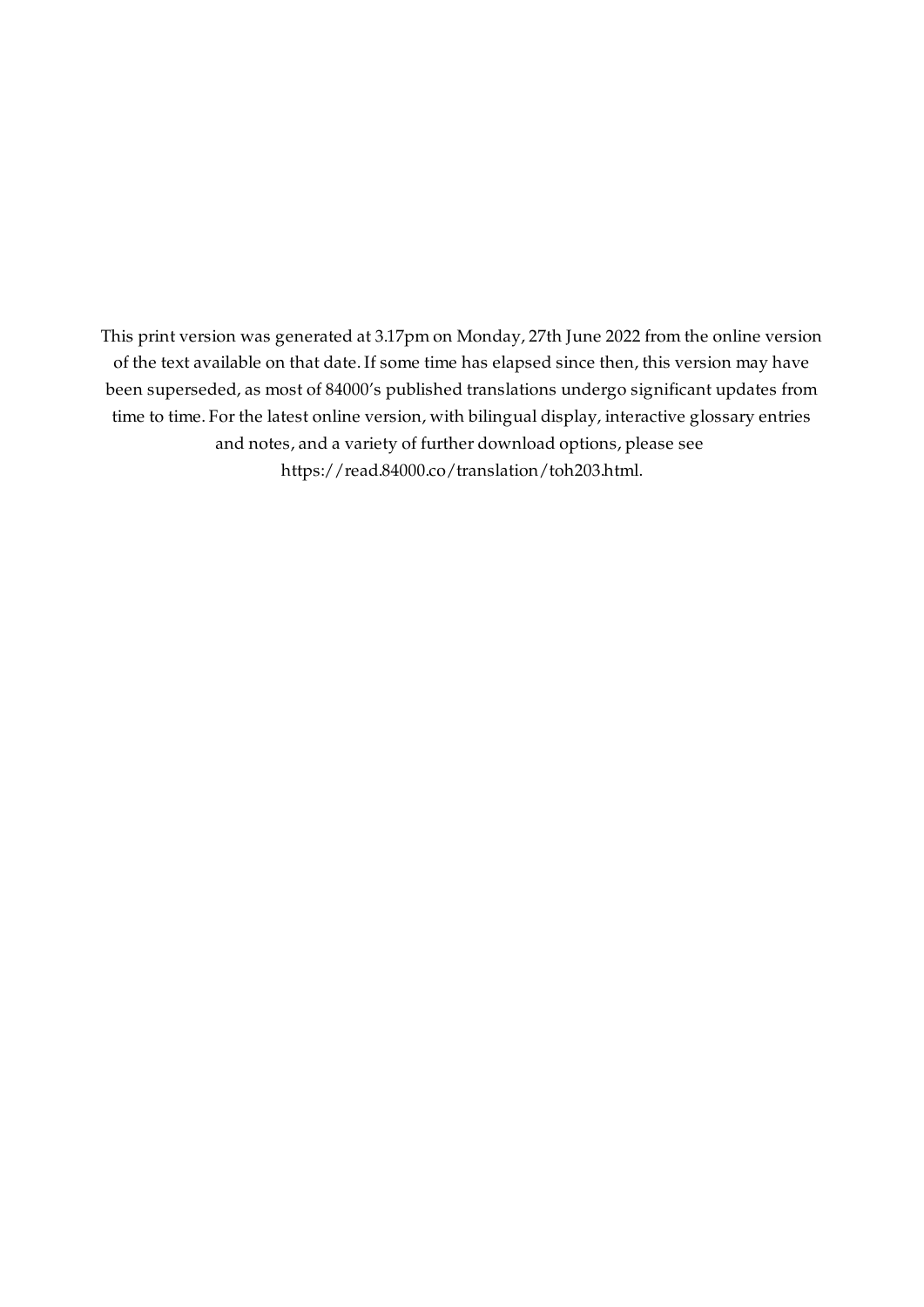This print version was generated at 3.17pm on Monday, 27th June 2022 from the online version of the text available on that date. If some time has elapsed since then, this version may have been superseded, as most of 84000's published translations undergo significant updates from time to time. For the latest online version, with bilingual display, interactive glossary entries and notes, and a variety of further download options, please see https://read.84000.co/translation/toh203.html.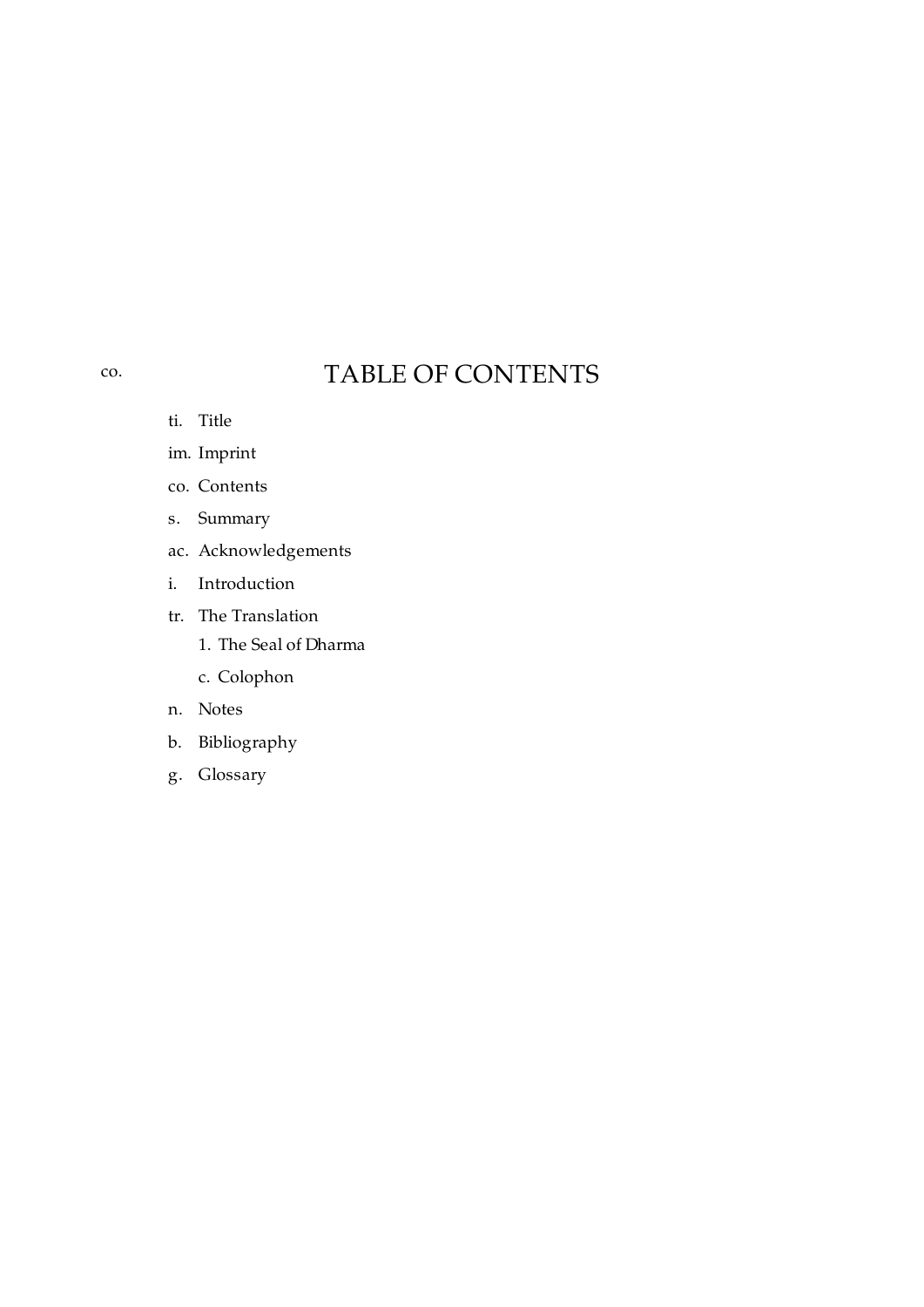# co. TABLE OF CONTENTS

- ti. Title
- im. Imprint
- co. Contents
- s. Summary
- ac. Acknowledgements
- i. Introduction
- tr. The Translation
  - 1. The Seal of Dharma
  - c. Colophon
- n. Notes
- b. Bibliography
- g. Glossary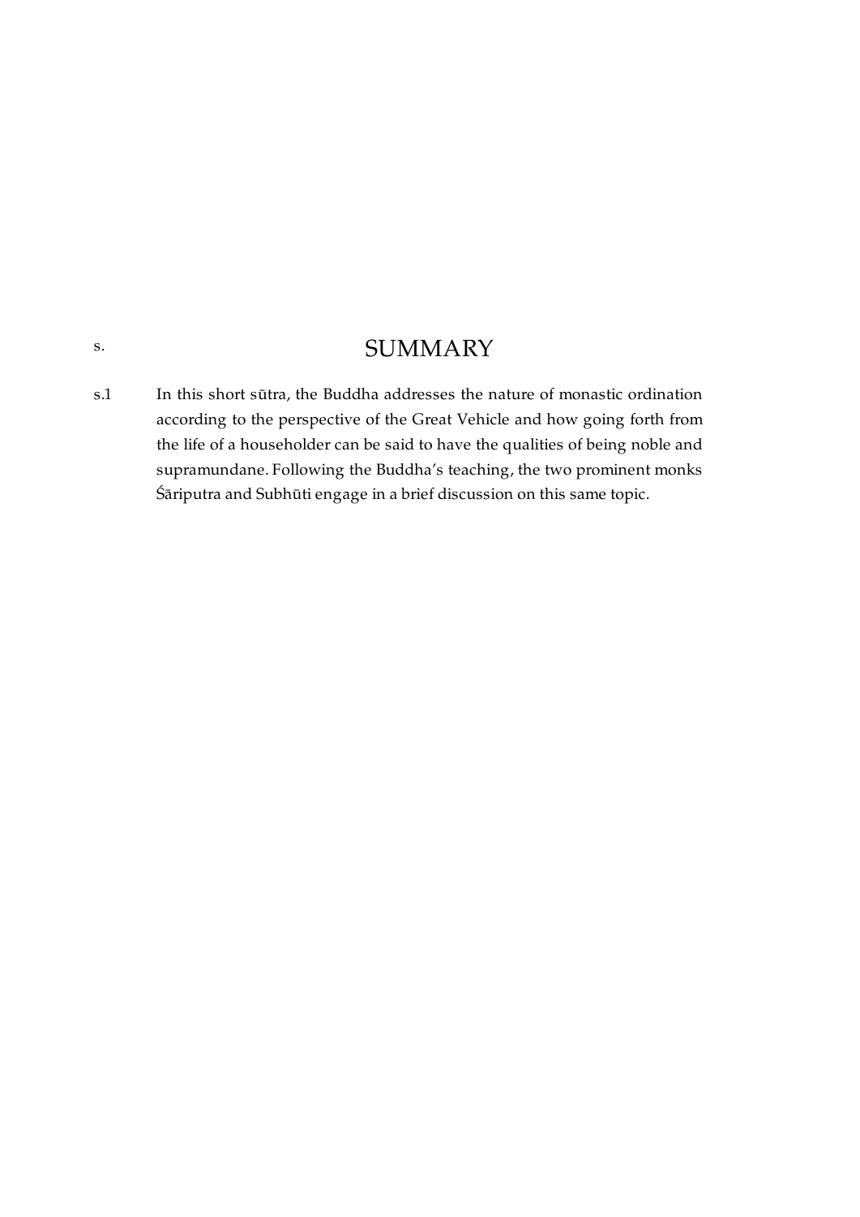## s. SUMMARY

s.1 In this short sūtra, the Buddha addresses the nature of monastic ordination according to the perspective of the Great Vehicle and how going forth from the life of a householder can be said to have the qualities of being noble and supramundane. Following the Buddha's teaching, the two prominent monks Śāriputra and Subhūti engage in a brief discussion on this same topic.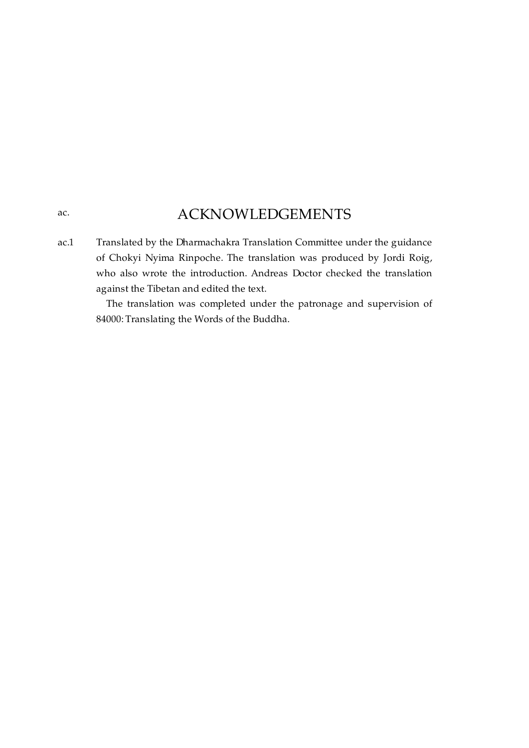## ac. ACKNOWLEDGEMENTS

ac.1 Translated by the Dharmachakra Translation Committee under the guidance of Chokyi Nyima Rinpoche. The translation was produced by Jordi Roig, who also wrote the introduction. Andreas Doctor checked the translation against the Tibetan and edited the text.

The translation was completed under the patronage and supervision of 84000: Translating the Words of the Buddha.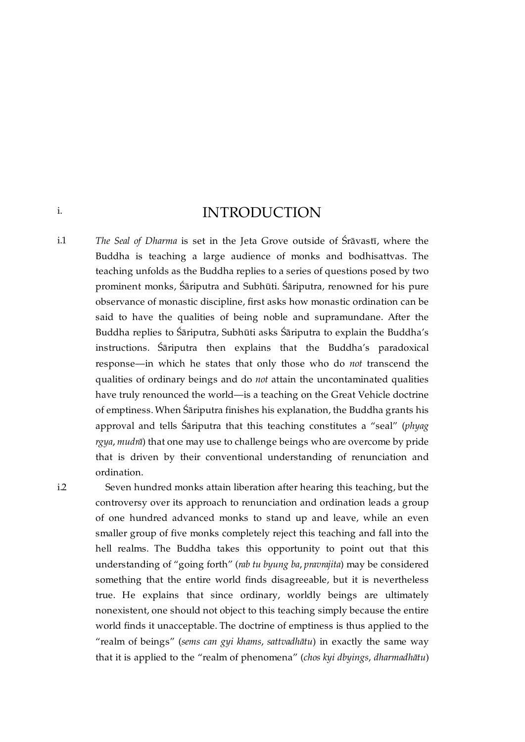# i. INTRODUCTION

i.1 *The Seal of Dharma* is set in the Jeta Grove outside of Śrāvastī, where the Buddha is teaching a large audience of monks and bodhisattvas. The teaching unfolds as the Buddha replies to a series of questions posed by two prominent monks, Śāriputra and Subhūti. Śāriputra, renowned for his pure observance of monastic discipline, first asks how monastic ordination can be said to have the qualities of being noble and supramundane. After the Buddha replies to Śāriputra, Subhūti asks Śāriputra to explain the Buddha's instructions. Śāriputra then explains that the Buddha's paradoxical response—in which he states that only those who do *not* transcend the qualities of ordinary beings and do *not* attain the uncontaminated qualities have truly renounced the world—is a teaching on the Great Vehicle doctrine of emptiness. When Śāriputra finishes his explanation, the Buddha grants his approval and tells Śāriputra that this teaching constitutes a "seal" (*phyag rgya*, *mudrā*) that one may use to challenge beings who are overcome by pride that is driven by their conventional understanding of renunciation and ordination.

i.2 Seven hundred monks attain liberation after hearing this teaching, but the controversy over its approach to renunciation and ordination leads a group of one hundred advanced monks to stand up and leave, while an even smaller group of five monks completely reject this teaching and fall into the hell realms. The Buddha takes this opportunity to point out that this understanding of "going forth" (*rab tu byung ba*, *pravrajita*) may be considered something that the entire world finds disagreeable, but it is nevertheless true. He explains that since ordinary, worldly beings are ultimately nonexistent, one should not object to this teaching simply because the entire world finds it unacceptable. The doctrine of emptiness is thus applied to the "realm of beings" (*sems can gyi khams*, *sattvadhātu*) in exactly the same way that it is applied to the "realm of phenomena" (*chos kyi dbyings*, *dharmadhātu*)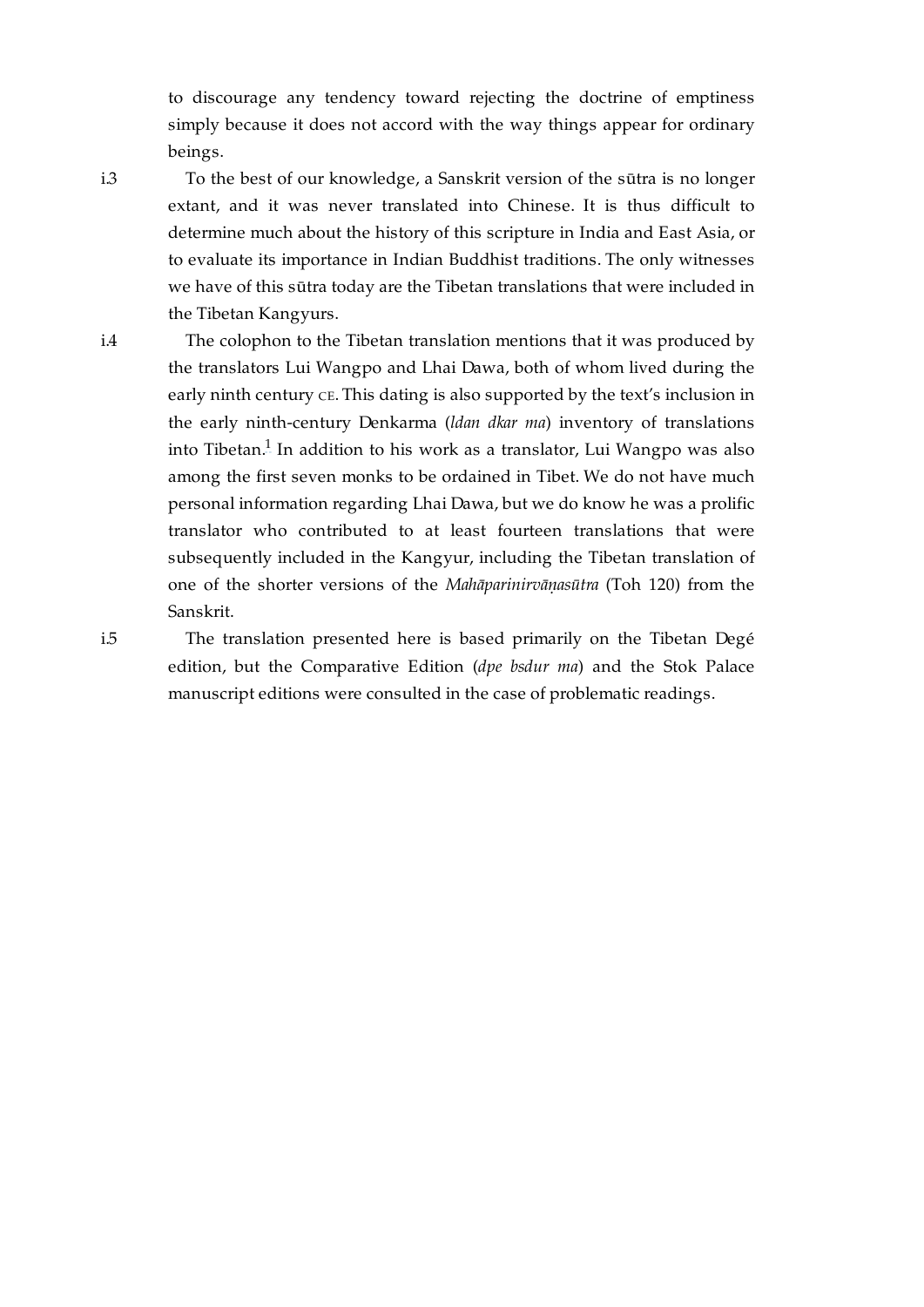to discourage any tendency toward rejecting the doctrine of emptiness simply because it does not accord with the way things appear for ordinary beings.

i.3 To the best of our knowledge, a Sanskrit version of the sūtra is no longer extant, and it was never translated into Chinese. It is thus difficult to determine much about the history of this scripture in India and East Asia, or to evaluate its importance in Indian Buddhist traditions. The only witnesses we have of this sūtra today are the Tibetan translations that were included in the Tibetan Kangyurs.

i.4 The colophon to the Tibetan translation mentions that it was produced by the translators Lui Wangpo and Lhai Dawa, both of whom lived during the early ninth century CE. This dating is also supported by the text's inclusion in the early ninth-century Denkarma (*ldan dkar ma*) inventory of translations into Tibetan.[1] In addition to his work as a translator, Lui Wangpo was also among the first seven monks to be ordained in Tibet. We do not have much personal information regarding Lhai Dawa, but we do know he was a prolific translator who contributed to at least fourteen translations that were subsequently included in the Kangyur, including the Tibetan translation of one of the shorter versions of the *Mahāparinirvāṇasūtra* (Toh 120) from the Sanskrit.

i.5 The translation presented here is based primarily on the Tibetan Degé edition, but the Comparative Edition (*dpe bsdur ma*) and the Stok Palace manuscript editions were consulted in the case of problematic readings.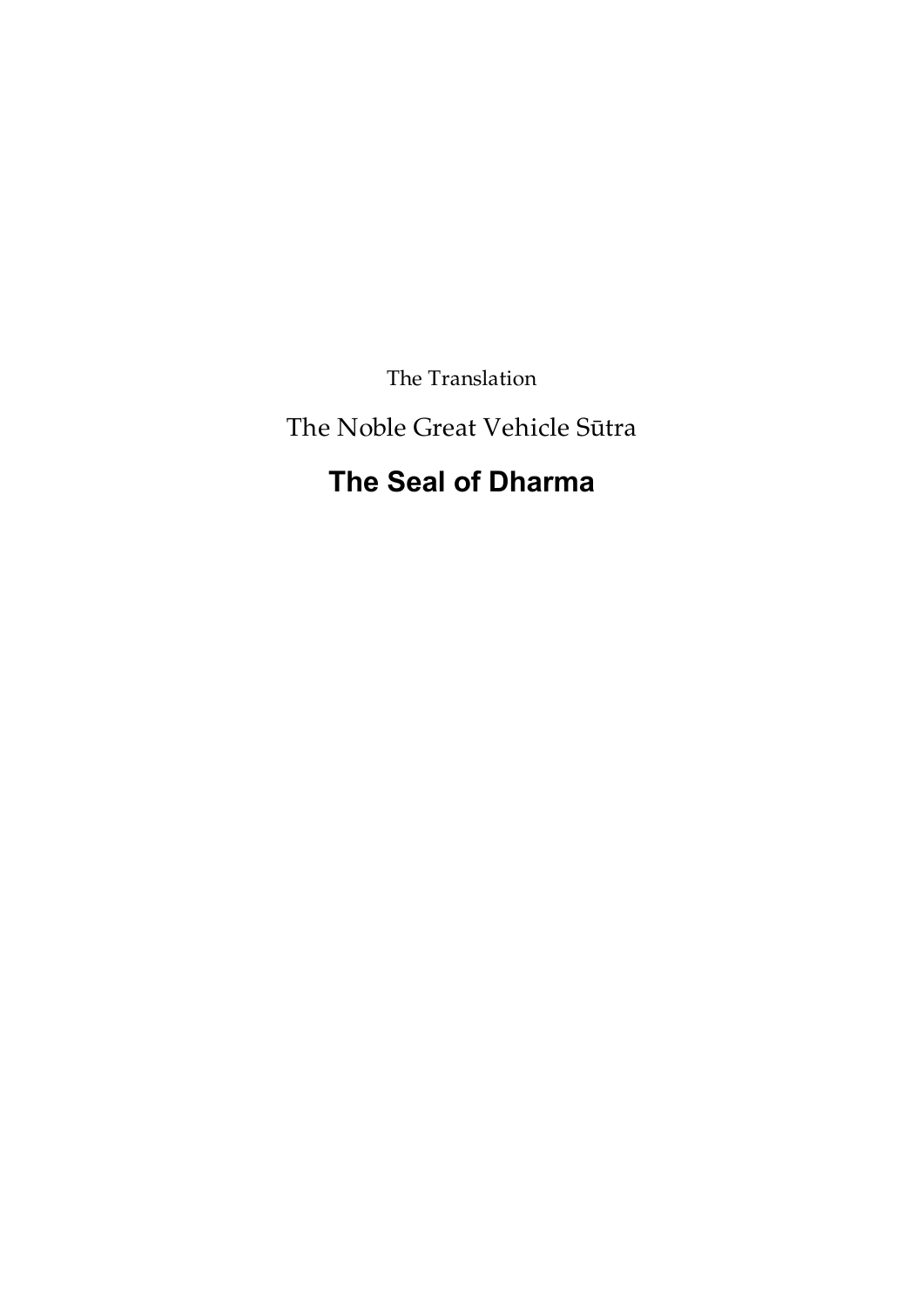The Translation

The Noble Great Vehicle Sūtra

# The Seal of Dharma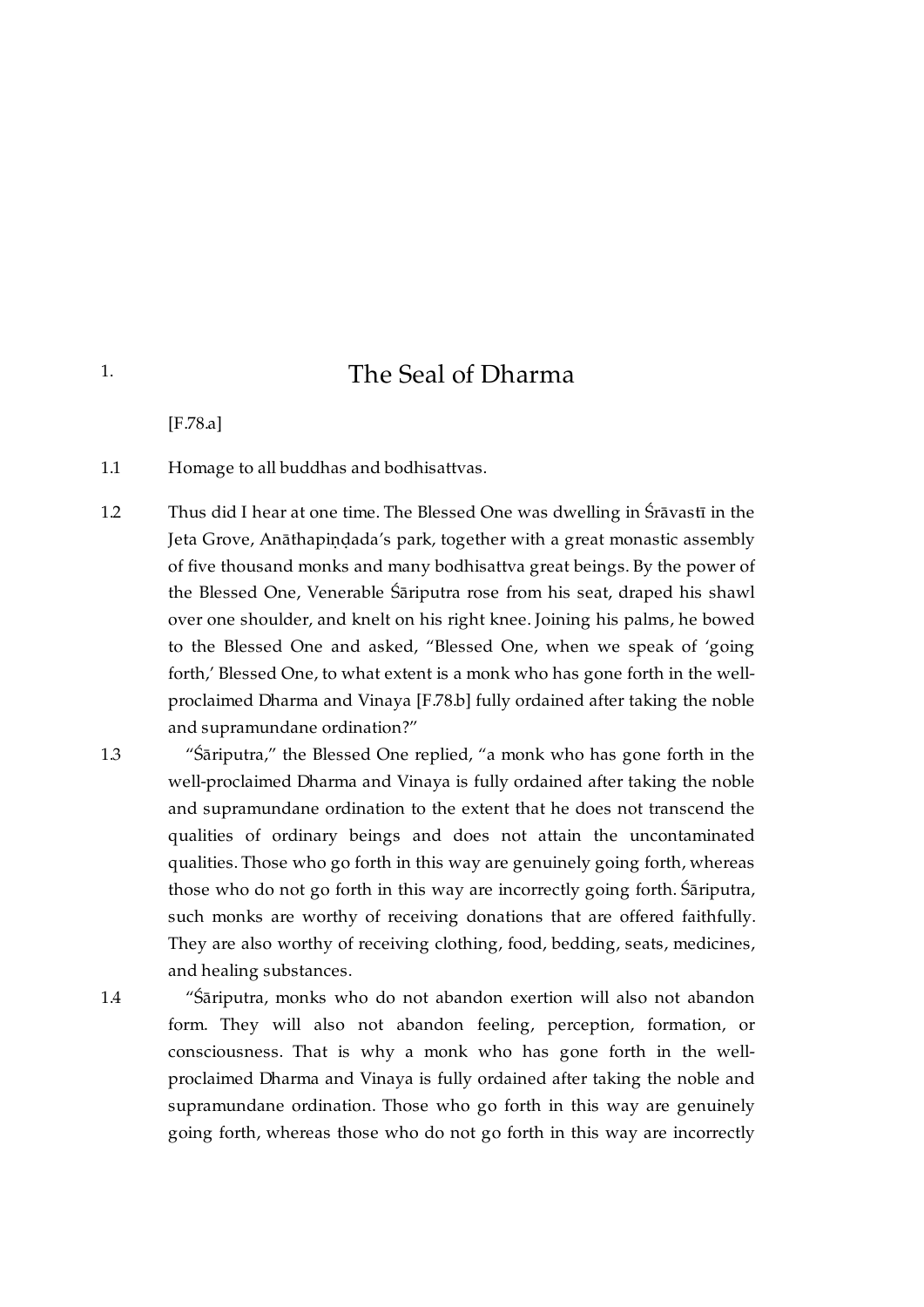# 1. The Seal of Dharma

[F.78.a]

1.1 Homage to all buddhas and bodhisattvas.

1.2 Thus did I hear at one time. The Blessed One was dwelling in Śrāvastī in the Jeta Grove, Anāthapiṇḍada's park, together with a great monastic assembly of five thousand monks and many bodhisattva great beings. By the power of the Blessed One, Venerable Śāriputra rose from his seat, draped his shawl over one shoulder, and knelt on his right knee. Joining his palms, he bowed to the Blessed One and asked, "Blessed One, when we speak of 'going forth,' Blessed One, to what extent is a monk who has gone forth in the well-proclaimed Dharma and Vinaya [F.78.b] fully ordained after taking the noble and supramundane ordination?"

1.3 "Śāriputra," the Blessed One replied, "a monk who has gone forth in the well-proclaimed Dharma and Vinaya is fully ordained after taking the noble and supramundane ordination to the extent that he does not transcend the qualities of ordinary beings and does not attain the uncontaminated qualities. Those who go forth in this way are genuinely going forth, whereas those who do not go forth in this way are incorrectly going forth. Śāriputra, such monks are worthy of receiving donations that are offered faithfully. They are also worthy of receiving clothing, food, bedding, seats, medicines, and healing substances.

1.4 "Śāriputra, monks who do not abandon exertion will also not abandon form. They will also not abandon feeling, perception, formation, or consciousness. That is why a monk who has gone forth in the well-proclaimed Dharma and Vinaya is fully ordained after taking the noble and supramundane ordination. Those who go forth in this way are genuinely going forth, whereas those who do not go forth in this way are incorrectly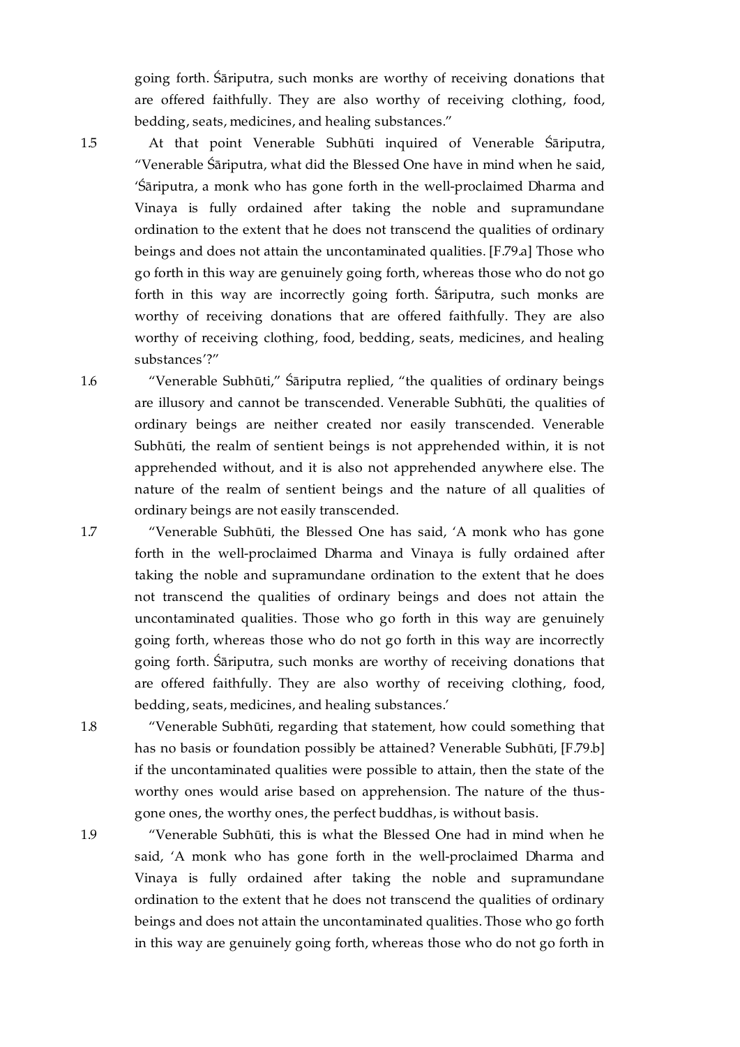going forth. Śāriputra, such monks are worthy of receiving donations that are offered faithfully. They are also worthy of receiving clothing, food, bedding, seats, medicines, and healing substances."

1.5 At that point Venerable Subhūti inquired of Venerable Śāriputra, "Venerable Śāriputra, what did the Blessed One have in mind when he said, 'Śāriputra, a monk who has gone forth in the well-proclaimed Dharma and Vinaya is fully ordained after taking the noble and supramundane ordination to the extent that he does not transcend the qualities of ordinary beings and does not attain the uncontaminated qualities. [F.79.a] Those who go forth in this way are genuinely going forth, whereas those who do not go forth in this way are incorrectly going forth. Śāriputra, such monks are worthy of receiving donations that are offered faithfully. They are also worthy of receiving clothing, food, bedding, seats, medicines, and healing substances'?"

1.6 "Venerable Subhūti," Śāriputra replied, "the qualities of ordinary beings are illusory and cannot be transcended. Venerable Subhūti, the qualities of ordinary beings are neither created nor easily transcended. Venerable Subhūti, the realm of sentient beings is not apprehended within, it is not apprehended without, and it is also not apprehended anywhere else. The nature of the realm of sentient beings and the nature of all qualities of ordinary beings are not easily transcended.

1.7 "Venerable Subhūti, the Blessed One has said, 'A monk who has gone forth in the well-proclaimed Dharma and Vinaya is fully ordained after taking the noble and supramundane ordination to the extent that he does not transcend the qualities of ordinary beings and does not attain the uncontaminated qualities. Those who go forth in this way are genuinely going forth, whereas those who do not go forth in this way are incorrectly going forth. Śāriputra, such monks are worthy of receiving donations that are offered faithfully. They are also worthy of receiving clothing, food, bedding, seats, medicines, and healing substances.'

1.8 "Venerable Subhūti, regarding that statement, how could something that has no basis or foundation possibly be attained? Venerable Subhūti, [F.79.b] if the uncontaminated qualities were possible to attain, then the state of the worthy ones would arise based on apprehension. The nature of the thus-gone ones, the worthy ones, the perfect buddhas, is without basis.

1.9 "Venerable Subhūti, this is what the Blessed One had in mind when he said, 'A monk who has gone forth in the well-proclaimed Dharma and Vinaya is fully ordained after taking the noble and supramundane ordination to the extent that he does not transcend the qualities of ordinary beings and does not attain the uncontaminated qualities. Those who go forth in this way are genuinely going forth, whereas those who do not go forth in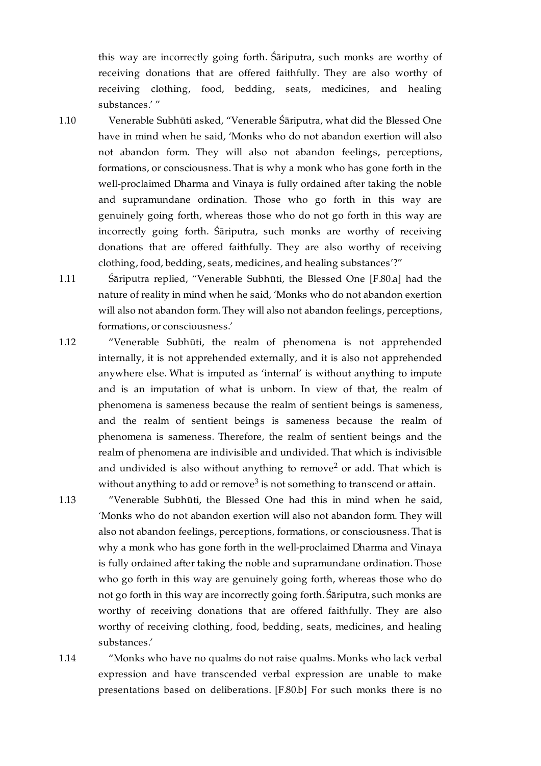this way are incorrectly going forth. Śāriputra, such monks are worthy of receiving donations that are offered faithfully. They are also worthy of receiving clothing, food, bedding, seats, medicines, and healing substances.' "

1.10 Venerable Subhūti asked, "Venerable Śāriputra, what did the Blessed One have in mind when he said, 'Monks who do not abandon exertion will also not abandon form. They will also not abandon feelings, perceptions, formations, or consciousness. That is why a monk who has gone forth in the well-proclaimed Dharma and Vinaya is fully ordained after taking the noble and supramundane ordination. Those who go forth in this way are genuinely going forth, whereas those who do not go forth in this way are incorrectly going forth. Śāriputra, such monks are worthy of receiving donations that are offered faithfully. They are also worthy of receiving clothing, food, bedding, seats, medicines, and healing substances'?"

1.11 Śāriputra replied, "Venerable Subhūti, the Blessed One [F.80.a] had the nature of reality in mind when he said, 'Monks who do not abandon exertion will also not abandon form. They will also not abandon feelings, perceptions, formations, or consciousness.'

1.12 "Venerable Subhūti, the realm of phenomena is not apprehended internally, it is not apprehended externally, and it is also not apprehended anywhere else. What is imputed as 'internal' is without anything to impute and is an imputation of what is unborn. In view of that, the realm of phenomena is sameness because the realm of sentient beings is sameness, and the realm of sentient beings is sameness because the realm of phenomena is sameness. Therefore, the realm of sentient beings and the realm of phenomena are indivisible and undivided. That which is indivisible and undivided is also without anything to remove[2] or add. That which is without anything to add or remove[3] is not something to transcend or attain.

1.13 "Venerable Subhūti, the Blessed One had this in mind when he said, 'Monks who do not abandon exertion will also not abandon form. They will also not abandon feelings, perceptions, formations, or consciousness. That is why a monk who has gone forth in the well-proclaimed Dharma and Vinaya is fully ordained after taking the noble and supramundane ordination. Those who go forth in this way are genuinely going forth, whereas those who do not go forth in this way are incorrectly going forth. Śāriputra, such monks are worthy of receiving donations that are offered faithfully. They are also worthy of receiving clothing, food, bedding, seats, medicines, and healing substances.'

1.14 "Monks who have no qualms do not raise qualms. Monks who lack verbal expression and have transcended verbal expression are unable to make presentations based on deliberations. [F.80.b] For such monks there is no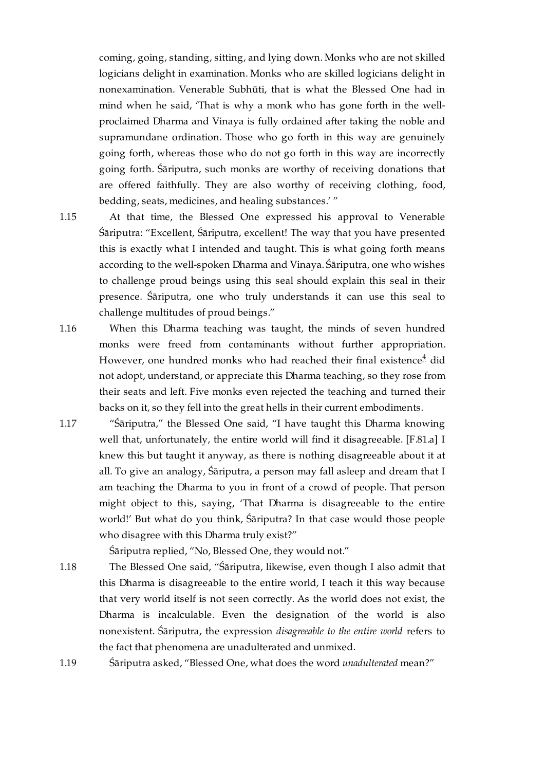coming, going, standing, sitting, and lying down. Monks who are not skilled logicians delight in examination. Monks who are skilled logicians delight in nonexamination. Venerable Subhūti, that is what the Blessed One had in mind when he said, 'That is why a monk who has gone forth in the well-proclaimed Dharma and Vinaya is fully ordained after taking the noble and supramundane ordination. Those who go forth in this way are genuinely going forth, whereas those who do not go forth in this way are incorrectly going forth. Śāriputra, such monks are worthy of receiving donations that are offered faithfully. They are also worthy of receiving clothing, food, bedding, seats, medicines, and healing substances.' "

1.15 At that time, the Blessed One expressed his approval to Venerable Śāriputra: "Excellent, Śāriputra, excellent! The way that you have presented this is exactly what I intended and taught. This is what going forth means according to the well-spoken Dharma and Vinaya. Śāriputra, one who wishes to challenge proud beings using this seal should explain this seal in their presence. Śāriputra, one who truly understands it can use this seal to challenge multitudes of proud beings."

1.16 When this Dharma teaching was taught, the minds of seven hundred monks were freed from contaminants without further appropriation. However, one hundred monks who had reached their final existence[4] did not adopt, understand, or appreciate this Dharma teaching, so they rose from their seats and left. Five monks even rejected the teaching and turned their backs on it, so they fell into the great hells in their current embodiments.

1.17 "Śāriputra," the Blessed One said, "I have taught this Dharma knowing well that, unfortunately, the entire world will find it disagreeable. [F.81.a] I knew this but taught it anyway, as there is nothing disagreeable about it at all. To give an analogy, Śāriputra, a person may fall asleep and dream that I am teaching the Dharma to you in front of a crowd of people. That person might object to this, saying, 'That Dharma is disagreeable to the entire world!' But what do you think, Śāriputra? In that case would those people who disagree with this Dharma truly exist?"

Śāriputra replied, "No, Blessed One, they would not."

1.18 The Blessed One said, "Śāriputra, likewise, even though I also admit that this Dharma is disagreeable to the entire world, I teach it this way because that very world itself is not seen correctly. As the world does not exist, the Dharma is incalculable. Even the designation of the world is also nonexistent. Śāriputra, the expression *disagreeable to the entire world* refers to the fact that phenomena are unadulterated and unmixed.

1.19 Śāriputra asked, "Blessed One, what does the word *unadulterated* mean?"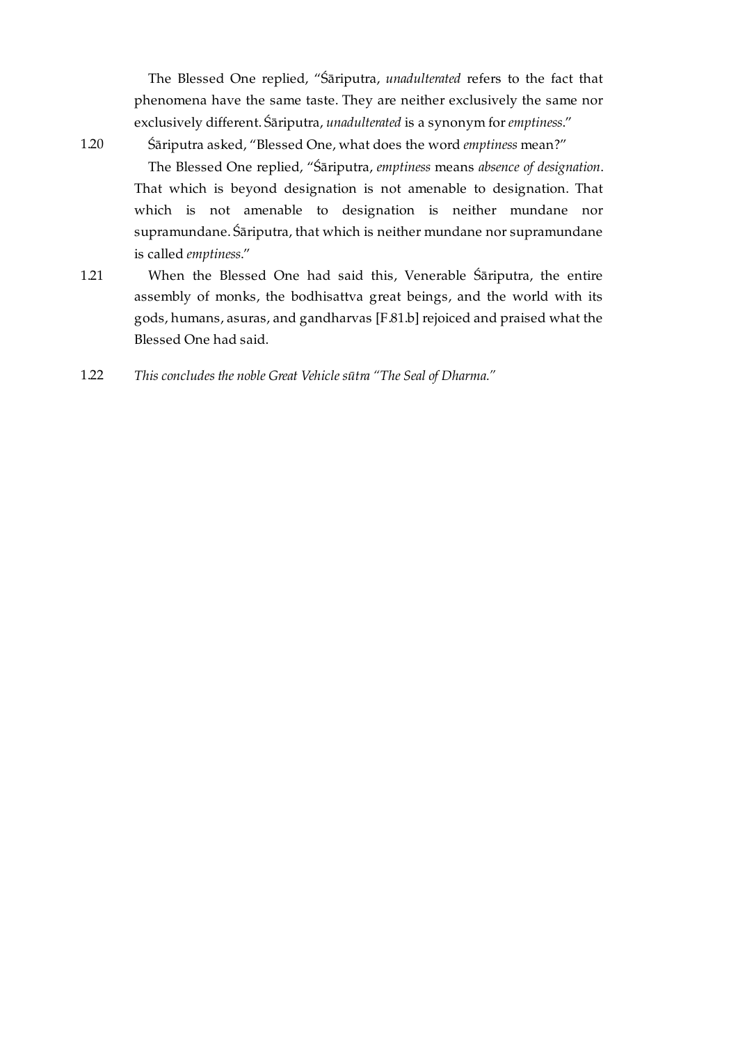The Blessed One replied, "Śāriputra, *unadulterated* refers to the fact that phenomena have the same taste. They are neither exclusively the same nor exclusively different. Śāriputra, *unadulterated* is a synonym for *emptiness*."

1.20 Śāriputra asked, "Blessed One, what does the word *emptiness* mean?"

The Blessed One replied, "Śāriputra, *emptiness* means *absence of designation*. That which is beyond designation is not amenable to designation. That which is not amenable to designation is neither mundane nor supramundane. Śāriputra, that which is neither mundane nor supramundane is called *emptiness*."

1.21 When the Blessed One had said this, Venerable Śāriputra, the entire assembly of monks, the bodhisattva great beings, and the world with its gods, humans, asuras, and gandharvas [F.81.b] rejoiced and praised what the Blessed One had said.

1.22 *This concludes the noble Great Vehicle sūtra "The Seal of Dharma."*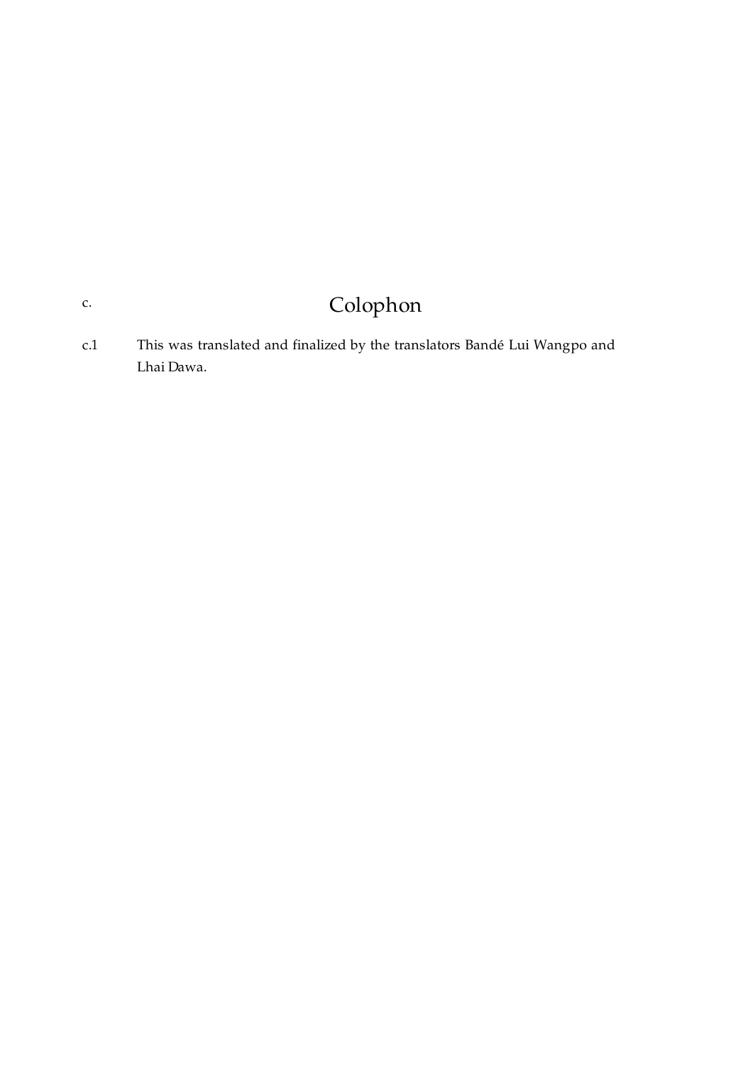## c. Colophon

c.1 This was translated and finalized by the translators Bandé Lui Wangpo and Lhai Dawa.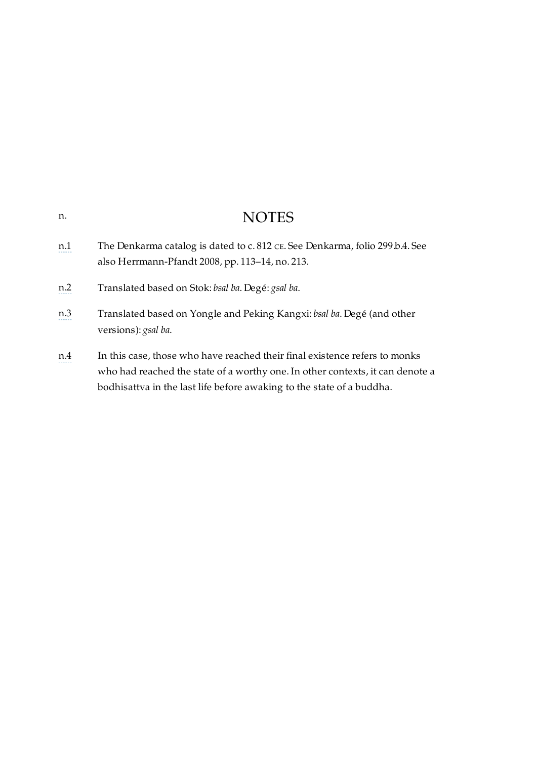# NOTES

n.

n.1 The Denkarma catalog is dated to c. 812 CE. See Denkarma, folio 299.b.4. See also Herrmann-Pfandt 2008, pp. 113–14, no. 213.

n.2 Translated based on Stok: *bsal ba*. Degé: *gsal ba*.

n.3 Translated based on Yongle and Peking Kangxi: *bsal ba*. Degé (and other versions): *gsal ba*.

n.4 In this case, those who have reached their final existence refers to monks who had reached the state of a worthy one. In other contexts, it can denote a bodhisattva in the last life before awaking to the state of a buddha.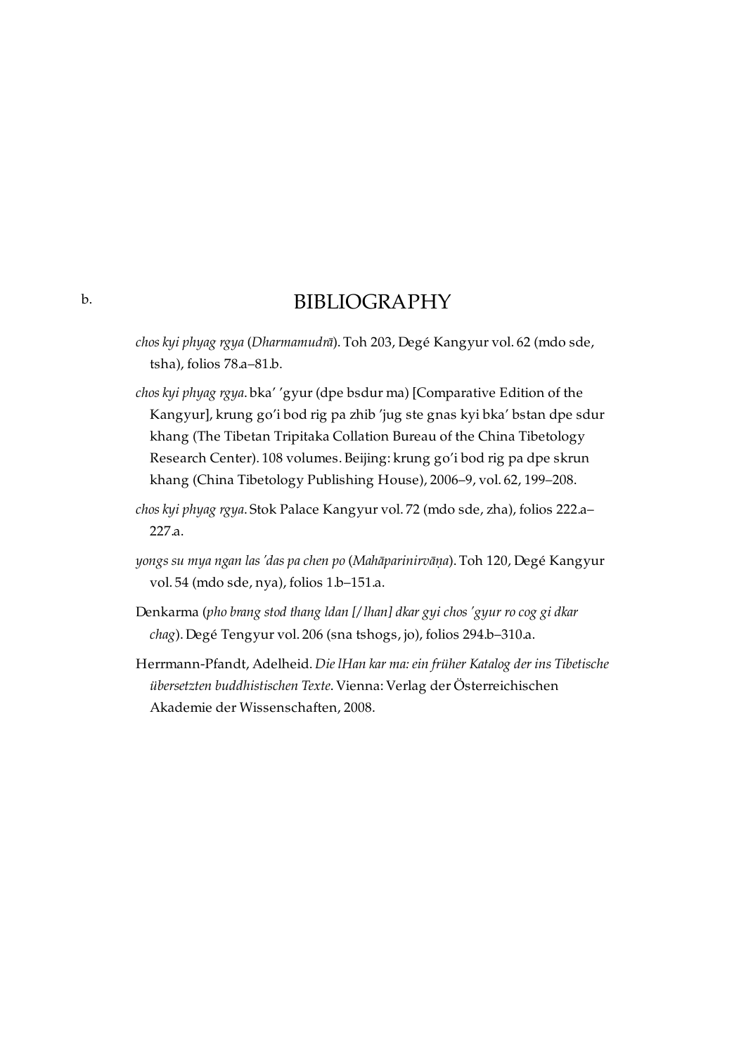b. 

# BIBLIOGRAPHY

*chos kyi phyag rgya* (*Dharmamudrā*). Toh 203, Degé Kangyur vol. 62 (mdo sde, tsha), folios 78.a–81.b.

*chos kyi phyag rgya*. bka’ ’gyur (dpe bsdur ma) [Comparative Edition of the Kangyur], krung go’i bod rig pa zhib ’jug ste gnas kyi bka’ bstan dpe sdur khang (The Tibetan Tripitaka Collation Bureau of the China Tibetology Research Center). 108 volumes. Beijing: krung go’i bod rig pa dpe skrun khang (China Tibetology Publishing House), 2006–9, vol. 62, 199–208.

*chos kyi phyag rgya*. Stok Palace Kangyur vol. 72 (mdo sde, zha), folios 222.a–227.a.

*yongs su mya ngan las ’das pa chen po* (*Mahāparinirvāṇa*). Toh 120, Degé Kangyur vol. 54 (mdo sde, nya), folios 1.b–151.a.

Denkarma (*pho brang stod thang ldan [/lhan] dkar gyi chos ’gyur ro cog gi dkar chag*). Degé Tengyur vol. 206 (sna tshogs, jo), folios 294.b–310.a.

Herrmann-Pfandt, Adelheid. *Die lHan kar ma: ein früher Katalog der ins Tibetische übersetzten buddhistischen Texte*. Vienna: Verlag der Österreichischen Akademie der Wissenschaften, 2008.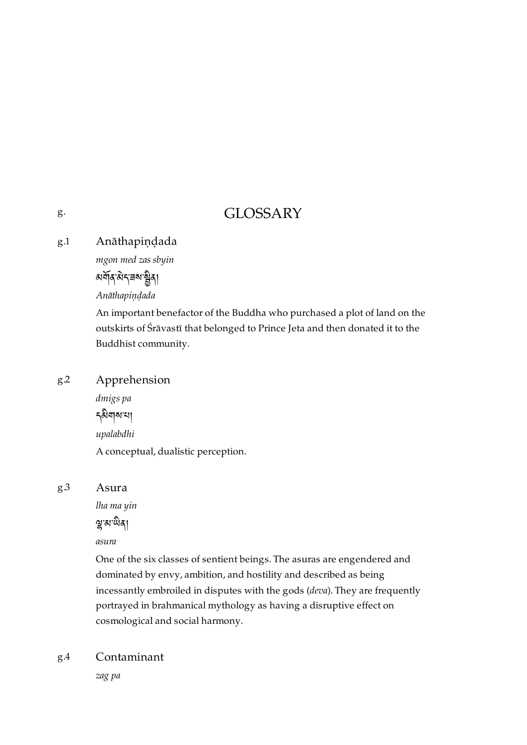# GLOSSARY

g.

g.1 **Anāthapiṇḍada**

*mgon med zas sbyin*

མགོན་མེད་ཟས་སྦྱིན།

*Anāthapiṇḍada*

An important benefactor of the Buddha who purchased a plot of land on the outskirts of Śrāvastī that belonged to Prince Jeta and then donated it to the Buddhist community.

g.2 **Apprehension**

*dmigs pa*

དམིགས་པ།

*upalabdhi*

A conceptual, dualistic perception.

g.3 **Asura**

*lha ma yin*

ལྷ་མ་ཡིན།

*asura*

One of the six classes of sentient beings. The asuras are engendered and dominated by envy, ambition, and hostility and described as being incessantly embroiled in disputes with the gods (*deva*). They are frequently portrayed in brahmanical mythology as having a disruptive effect on cosmological and social harmony.

g.4 **Contaminant**

*zag pa*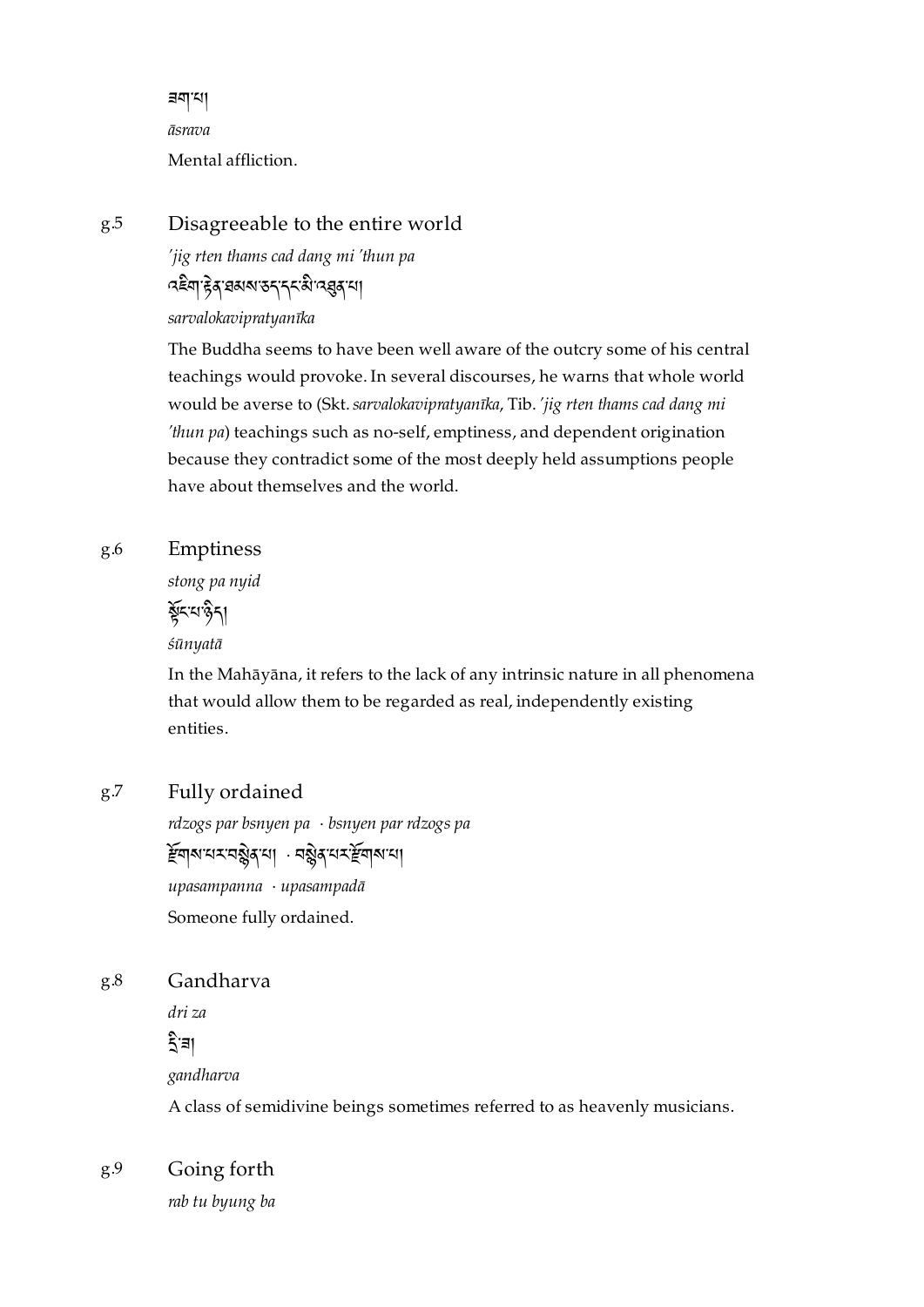ཟག་པ།

*āsrava*

Mental affliction.

g.5 Disagreeable to the entire world

*'jig rten thams cad dang mi 'thun pa*

འཇིག་རྟེན་ཐམས་ཅད་དང་མི་འཐུན་པ།

*sarvalokavipratyanīka*

The Buddha seems to have been well aware of the outcry some of his central teachings would provoke. In several discourses, he warns that whole world would be averse to (Skt. *sarvalokavipratyanīka*, Tib. *'jig rten thams cad dang mi 'thun pa*) teachings such as no-self, emptiness, and dependent origination because they contradict some of the most deeply held assumptions people have about themselves and the world.

g.6 Emptiness

*stong pa nyid*

སྟོང་པ་ཉིད།

*śūnyatā*

In the Mahāyāna, it refers to the lack of any intrinsic nature in all phenomena that would allow them to be regarded as real, independently existing entities.

g.7 Fully ordained

*rdzogs par bsnyen pa · bsnyen par rdzogs pa*

རྫོགས་པར་བསྙེན་པ། · བསྙེན་པར་རྫོགས་པ།

*upasampanna · upasampadā*

Someone fully ordained.

g.8 Gandharva

*dri za*

དྲི་ཟ།

*gandharva*

A class of semidivine beings sometimes referred to as heavenly musicians.

g.9 Going forth

*rab tu byung ba*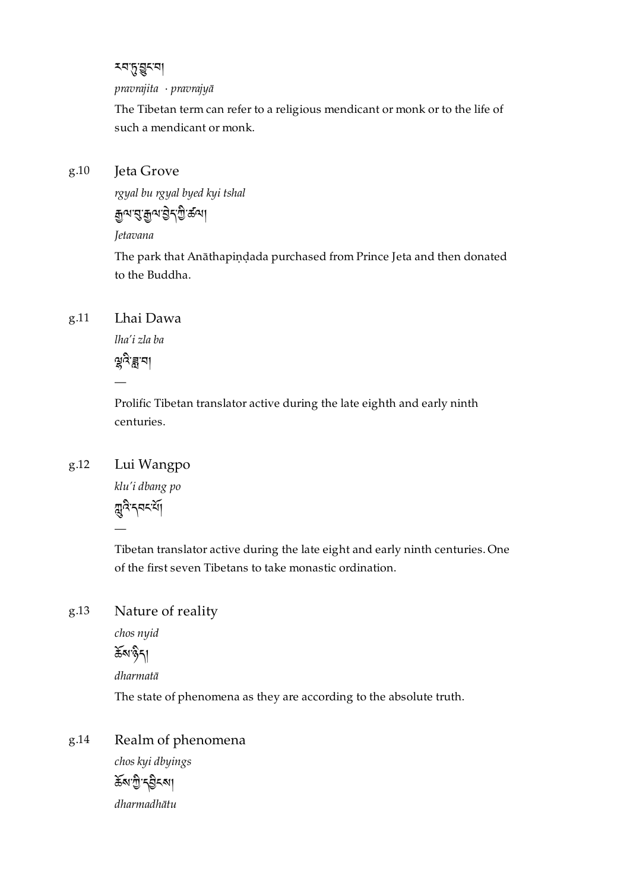རབ་ཏུ་བྱུང་བ།

*pravrajita · pravrajyā*

The Tibetan term can refer to a religious mendicant or monk or to the life of such a mendicant or monk.

g.10 Jeta Grove

*rgyal bu rgyal byed kyi tshal*

རྒྱལ་བུ་རྒྱལ་བྱེད་ཀྱི་ཚལ།

*Jetavana*

The park that Anāthapiṇḍada purchased from Prince Jeta and then donated to the Buddha.

g.11 Lhai Dawa

*lha'i zla ba*

ལྷའི་ཟླ་བ།

—

Prolific Tibetan translator active during the late eighth and early ninth centuries.

g.12 Lui Wangpo

*klu'i dbang po*

ཀླུའི་དབང་པོ།

—

Tibetan translator active during the late eight and early ninth centuries. One of the first seven Tibetans to take monastic ordination.

g.13 Nature of reality

*chos nyid*

ཆོས་ཉིད།

*dharmatā*

The state of phenomena as they are according to the absolute truth.

g.14 Realm of phenomena

*chos kyi dbyings*

ཆོས་ཀྱི་དབྱིངས།

*dharmadhātu*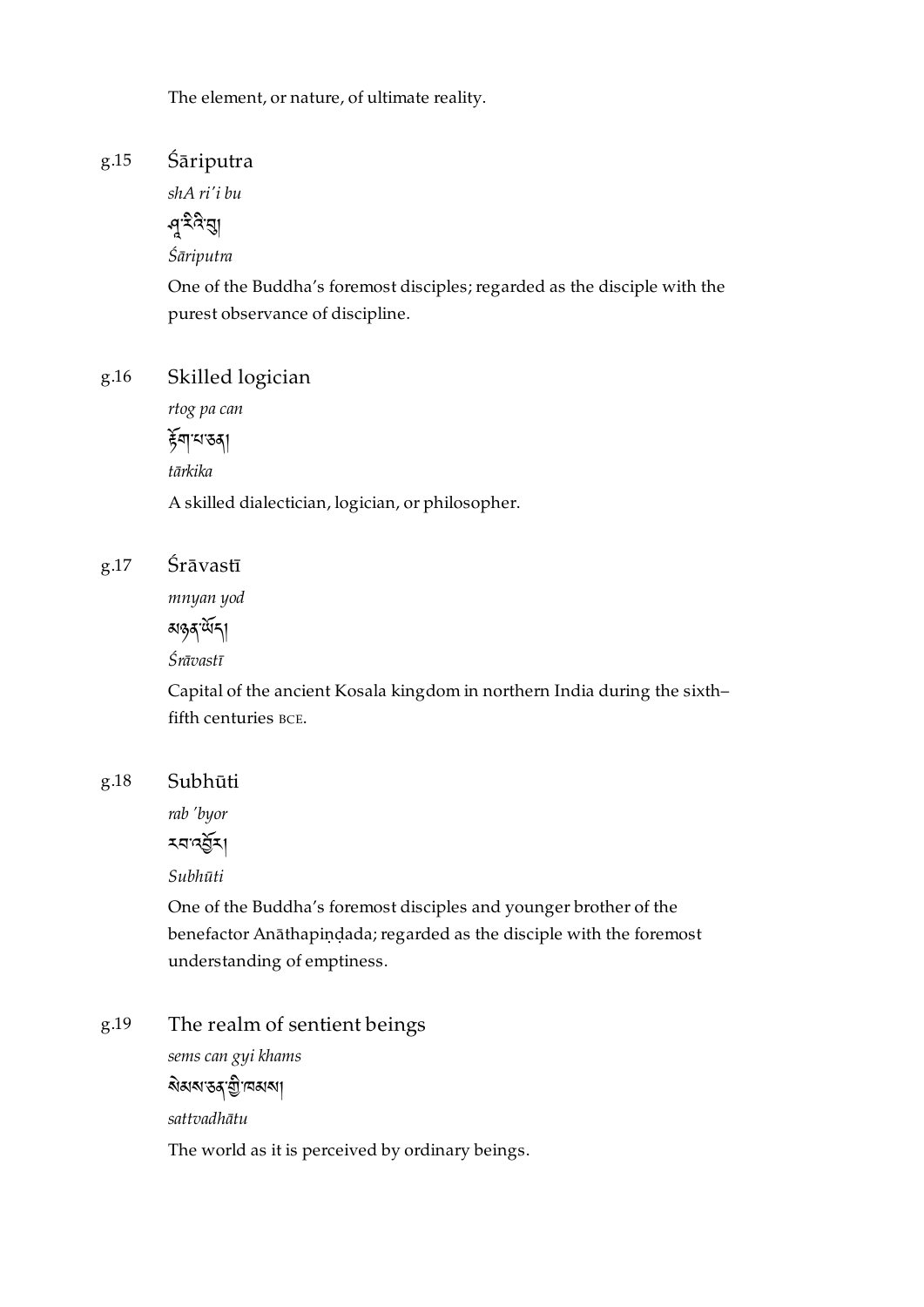The element, or nature, of ultimate reality.

g.15 **Śāriputra**

*shA ri'i bu*

ཤཱ་རིའི་བུ།

*Śāriputra*

One of the Buddha's foremost disciples; regarded as the disciple with the purest observance of discipline.

g.16 **Skilled logician**

*rtog pa can*

རྟོག་པ་ཅན།

*tārkika*

A skilled dialectician, logician, or philosopher.

g.17 **Śrāvastī**

*mnyan yod*

མཉན་ཡོད།

*Śrāvastī*

Capital of the ancient Kosala kingdom in northern India during the sixth–fifth centuries BCE.

g.18 **Subhūti**

*rab 'byor*

རབ་འབྱོར།

*Subhūti*

One of the Buddha's foremost disciples and younger brother of the benefactor Anāthapiṇḍada; regarded as the disciple with the foremost understanding of emptiness.

g.19 **The realm of sentient beings**

*sems can gyi khams*

སེམས་ཅན་གྱི་ཁམས།

*sattvadhātu*

The world as it is perceived by ordinary beings.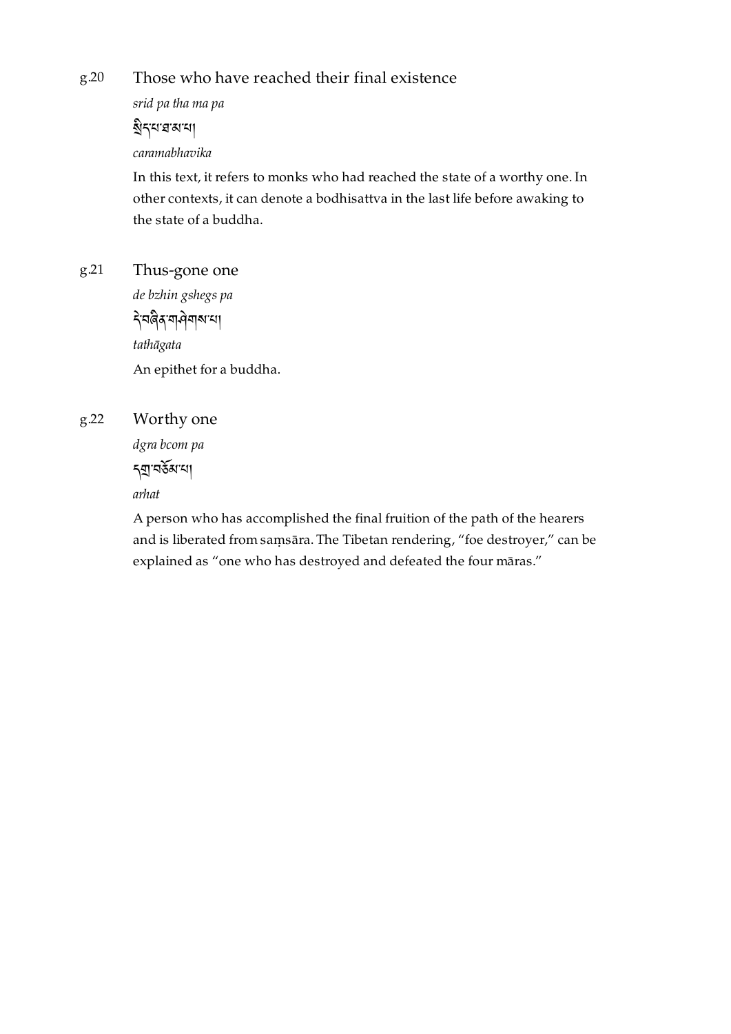g.20 Those who have reached their final existence

*srid pa tha ma pa*

སྲིད་པ་ཐ་མ་པ།

*caramabhavika*

In this text, it refers to monks who had reached the state of a worthy one. In other contexts, it can denote a bodhisattva in the last life before awaking to the state of a buddha.

g.21 Thus-gone one

*de bzhin gshegs pa*

དེ་བཞིན་གཤེགས་པ།

*tathāgata*

An epithet for a buddha.

g.22 Worthy one

*dgra bcom pa*

དགྲ་བཅོམ་པ།

*arhat*

A person who has accomplished the final fruition of the path of the hearers and is liberated from saṃsāra. The Tibetan rendering, "foe destroyer," can be explained as "one who has destroyed and defeated the four māras."